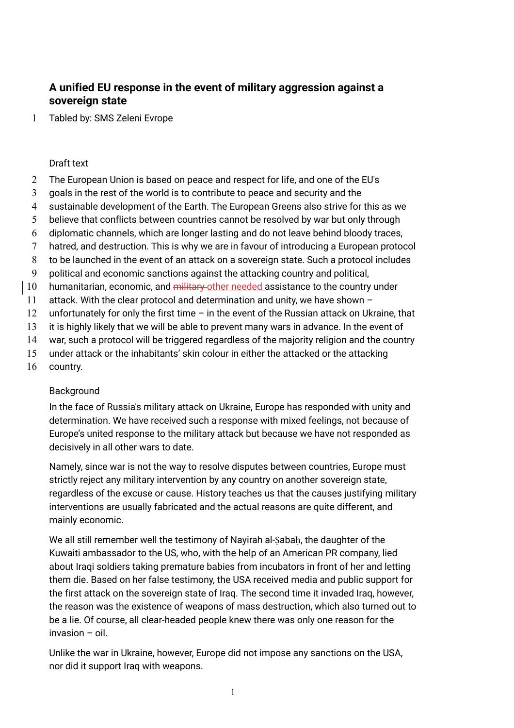## A unified EU response in the event of military aggression against a sovereign state

Tabled by: SMS Zeleni Evrope

Draft text

The European Union is based on peace and respect for life, and one of the EU's goals in the rest of the world is to contribute to peace and security and the sustainable development of the Earth. The European Greens also strive for this as we believe that conflicts between countries cannot be resolved by war but only through diplomatic channels, which are longer lasting and do not leave behind bloody traces, hatred, and destruction. This is why we are in favour of introducing a European protocol to be launched in the event of an attack on a sovereign state. Such a protocol includes political and economic sanctions against the attacking country and political, humanitarian, economic, and ~~military~~ other needed assistance to the country under attack. With the clear protocol and determination and unity, we have shown – unfortunately for only the first time – in the event of the Russian attack on Ukraine, that it is highly likely that we will be able to prevent many wars in advance. In the event of war, such a protocol will be triggered regardless of the majority religion and the country under attack or the inhabitants' skin colour in either the attacked or the attacking country.

Background

In the face of Russia's military attack on Ukraine, Europe has responded with unity and determination. We have received such a response with mixed feelings, not because of Europe's united response to the military attack but because we have not responded as decisively in all other wars to date.

Namely, since war is not the way to resolve disputes between countries, Europe must strictly reject any military intervention by any country on another sovereign state, regardless of the excuse or cause. History teaches us that the causes justifying military interventions are usually fabricated and the actual reasons are quite different, and mainly economic.

We all still remember well the testimony of Nayirah al-Ṣabaḥ, the daughter of the Kuwaiti ambassador to the US, who, with the help of an American PR company, lied about Iraqi soldiers taking premature babies from incubators in front of her and letting them die. Based on her false testimony, the USA received media and public support for the first attack on the sovereign state of Iraq. The second time it invaded Iraq, however, the reason was the existence of weapons of mass destruction, which also turned out to be a lie. Of course, all clear-headed people knew there was only one reason for the invasion – oil.

Unlike the war in Ukraine, however, Europe did not impose any sanctions on the USA, nor did it support Iraq with weapons.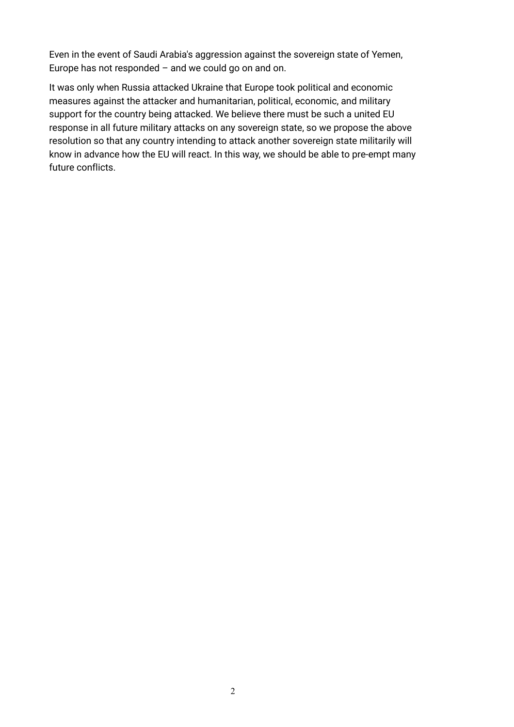Even in the event of Saudi Arabia's aggression against the sovereign state of Yemen, Europe has not responded – and we could go on and on.

It was only when Russia attacked Ukraine that Europe took political and economic measures against the attacker and humanitarian, political, economic, and military support for the country being attacked. We believe there must be such a united EU response in all future military attacks on any sovereign state, so we propose the above resolution so that any country intending to attack another sovereign state militarily will know in advance how the EU will react. In this way, we should be able to pre-empt many future conflicts.